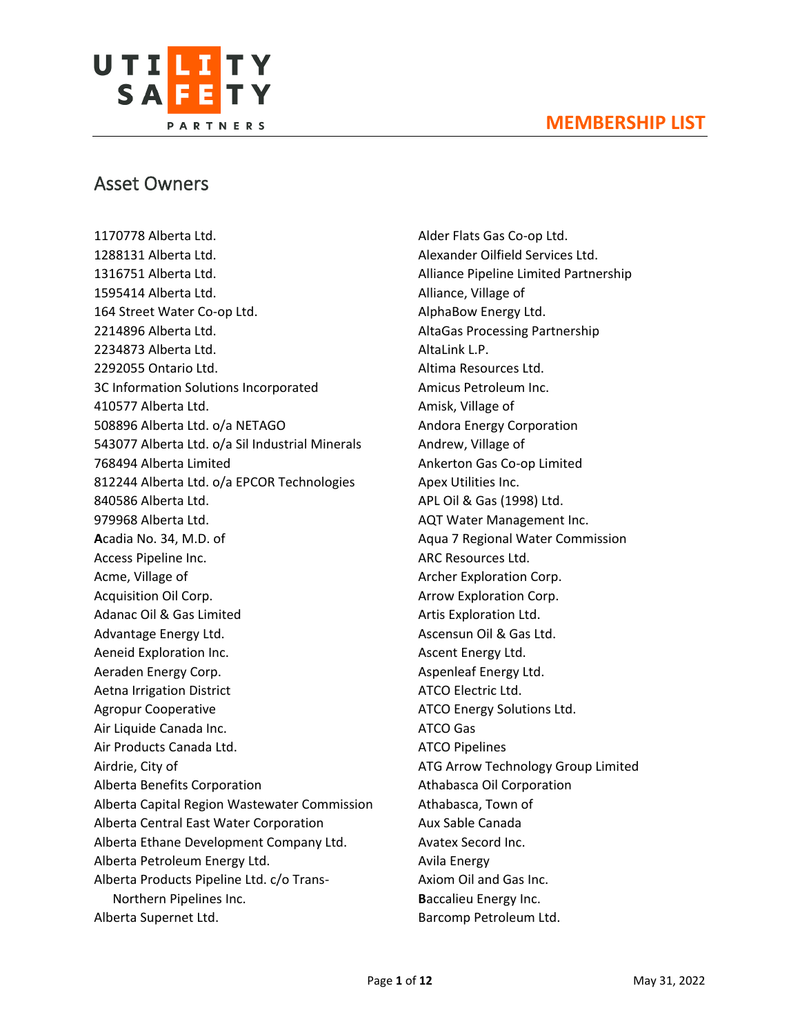# MEMBERSHIP LIST

## Asset Owners

1170778 Alberta Ltd.
1288131 Alberta Ltd.
1316751 Alberta Ltd.
1595414 Alberta Ltd.
164 Street Water Co-op Ltd.
2214896 Alberta Ltd.
2234873 Alberta Ltd.
2292055 Ontario Ltd.
3C Information Solutions Incorporated
410577 Alberta Ltd.
508896 Alberta Ltd. o/a NETAGO
543077 Alberta Ltd. o/a Sil Industrial Minerals
768494 Alberta Limited
812244 Alberta Ltd. o/a EPCOR Technologies
840586 Alberta Ltd.
979968 Alberta Ltd.
**A**cadia No. 34, M.D. of
Access Pipeline Inc.
Acme, Village of
Acquisition Oil Corp.
Adanac Oil & Gas Limited
Advantage Energy Ltd.
Aeneid Exploration Inc.
Aeraden Energy Corp.
Aetna Irrigation District
Agropur Cooperative
Air Liquide Canada Inc.
Air Products Canada Ltd.
Airdrie, City of
Alberta Benefits Corporation
Alberta Capital Region Wastewater Commission
Alberta Central East Water Corporation
Alberta Ethane Development Company Ltd.
Alberta Petroleum Energy Ltd.
Alberta Products Pipeline Ltd. c/o Trans-Northern Pipelines Inc.
Alberta Supernet Ltd.
Alder Flats Gas Co-op Ltd.
Alexander Oilfield Services Ltd.
Alliance Pipeline Limited Partnership
Alliance, Village of
AlphaBow Energy Ltd.
AltaGas Processing Partnership
AltaLink L.P.
Altima Resources Ltd.
Amicus Petroleum Inc.
Amisk, Village of
Andora Energy Corporation
Andrew, Village of
Ankerton Gas Co-op Limited
Apex Utilities Inc.
APL Oil & Gas (1998) Ltd.
AQT Water Management Inc.
Aqua 7 Regional Water Commission
ARC Resources Ltd.
Archer Exploration Corp.
Arrow Exploration Corp.
Artis Exploration Ltd.
Ascensun Oil & Gas Ltd.
Ascent Energy Ltd.
Aspenleaf Energy Ltd.
ATCO Electric Ltd.
ATCO Energy Solutions Ltd.
ATCO Gas
ATCO Pipelines
ATG Arrow Technology Group Limited
Athabasca Oil Corporation
Athabasca, Town of
Aux Sable Canada
Avatex Secord Inc.
Avila Energy
Axiom Oil and Gas Inc.
**B**accalieu Energy Inc.
Barcomp Petroleum Ltd.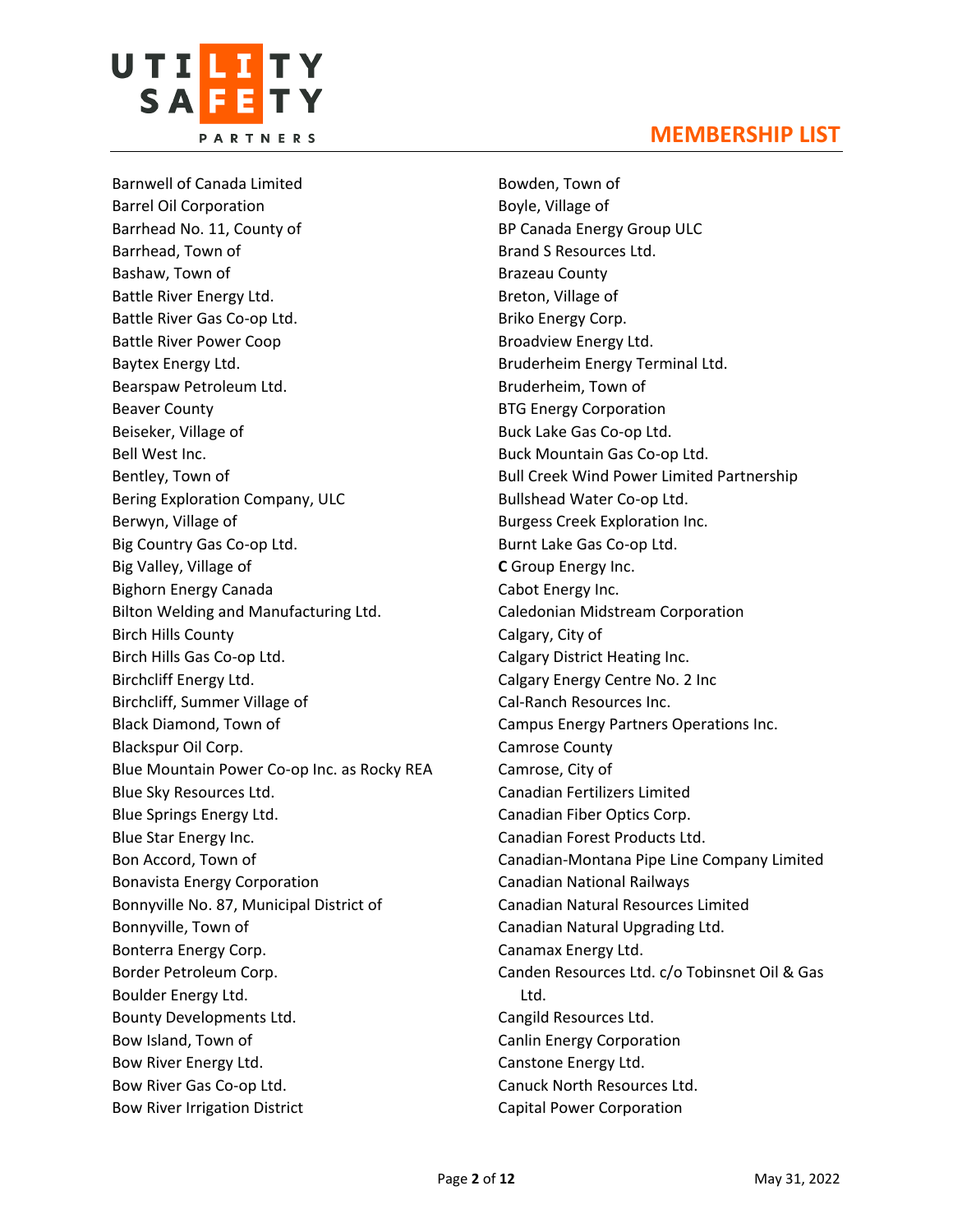## MEMBERSHIP LIST

Barnwell of Canada Limited
Barrel Oil Corporation
Barrhead No. 11, County of
Barrhead, Town of
Bashaw, Town of
Battle River Energy Ltd.
Battle River Gas Co-op Ltd.
Battle River Power Coop
Baytex Energy Ltd.
Bearspaw Petroleum Ltd.
Beaver County
Beiseker, Village of
Bell West Inc.
Bentley, Town of
Bering Exploration Company, ULC
Berwyn, Village of
Big Country Gas Co-op Ltd.
Big Valley, Village of
Bighorn Energy Canada
Bilton Welding and Manufacturing Ltd.
Birch Hills County
Birch Hills Gas Co-op Ltd.
Birchcliff Energy Ltd.
Birchcliff, Summer Village of
Black Diamond, Town of
Blackspur Oil Corp.
Blue Mountain Power Co-op Inc. as Rocky REA
Blue Sky Resources Ltd.
Blue Springs Energy Ltd.
Blue Star Energy Inc.
Bon Accord, Town of
Bonavista Energy Corporation
Bonnyville No. 87, Municipal District of
Bonnyville, Town of
Bonterra Energy Corp.
Border Petroleum Corp.
Boulder Energy Ltd.
Bounty Developments Ltd.
Bow Island, Town of
Bow River Energy Ltd.
Bow River Gas Co-op Ltd.
Bow River Irrigation District
Bowden, Town of
Boyle, Village of
BP Canada Energy Group ULC
Brand S Resources Ltd.
Brazeau County
Breton, Village of
Briko Energy Corp.
Broadview Energy Ltd.
Bruderheim Energy Terminal Ltd.
Bruderheim, Town of
BTG Energy Corporation
Buck Lake Gas Co-op Ltd.
Buck Mountain Gas Co-op Ltd.
Bull Creek Wind Power Limited Partnership
Bullshead Water Co-op Ltd.
Burgess Creek Exploration Inc.
Burnt Lake Gas Co-op Ltd.
**C** Group Energy Inc.
Cabot Energy Inc.
Caledonian Midstream Corporation
Calgary, City of
Calgary District Heating Inc.
Calgary Energy Centre No. 2 Inc
Cal-Ranch Resources Inc.
Campus Energy Partners Operations Inc.
Camrose County
Camrose, City of
Canadian Fertilizers Limited
Canadian Fiber Optics Corp.
Canadian Forest Products Ltd.
Canadian-Montana Pipe Line Company Limited
Canadian National Railways
Canadian Natural Resources Limited
Canadian Natural Upgrading Ltd.
Canamax Energy Ltd.
Canden Resources Ltd. c/o Tobinsnet Oil & Gas Ltd.
Cangild Resources Ltd.
Canlin Energy Corporation
Canstone Energy Ltd.
Canuck North Resources Ltd.
Capital Power Corporation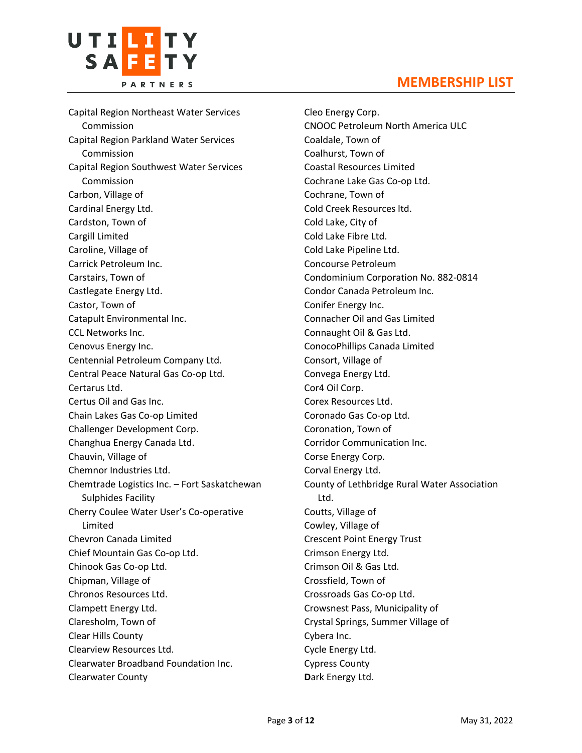# MEMBERSHIP LIST

Capital Region Northeast Water Services Commission
Capital Region Parkland Water Services Commission
Capital Region Southwest Water Services Commission
Carbon, Village of
Cardinal Energy Ltd.
Cardston, Town of
Cargill Limited
Caroline, Village of
Carrick Petroleum Inc.
Carstairs, Town of
Castlegate Energy Ltd.
Castor, Town of
Catapult Environmental Inc.
CCL Networks Inc.
Cenovus Energy Inc.
Centennial Petroleum Company Ltd.
Central Peace Natural Gas Co-op Ltd.
Certarus Ltd.
Certus Oil and Gas Inc.
Chain Lakes Gas Co-op Limited
Challenger Development Corp.
Changhua Energy Canada Ltd.
Chauvin, Village of
Chemnor Industries Ltd.
Chemtrade Logistics Inc. – Fort Saskatchewan Sulphides Facility
Cherry Coulee Water User's Co-operative Limited
Chevron Canada Limited
Chief Mountain Gas Co-op Ltd.
Chinook Gas Co-op Ltd.
Chipman, Village of
Chronos Resources Ltd.
Clampett Energy Ltd.
Claresholm, Town of
Clear Hills County
Clearview Resources Ltd.
Clearwater Broadband Foundation Inc.
Clearwater County
Cleo Energy Corp.
CNOOC Petroleum North America ULC
Coaldale, Town of
Coalhurst, Town of
Coastal Resources Limited
Cochrane Lake Gas Co-op Ltd.
Cochrane, Town of
Cold Creek Resources ltd.
Cold Lake, City of
Cold Lake Fibre Ltd.
Cold Lake Pipeline Ltd.
Concourse Petroleum
Condominium Corporation No. 882-0814
Condor Canada Petroleum Inc.
Conifer Energy Inc.
Connacher Oil and Gas Limited
Connaught Oil & Gas Ltd.
ConocoPhillips Canada Limited
Consort, Village of
Convega Energy Ltd.
Cor4 Oil Corp.
Corex Resources Ltd.
Coronado Gas Co-op Ltd.
Coronation, Town of
Corridor Communication Inc.
Corse Energy Corp.
Corval Energy Ltd.
County of Lethbridge Rural Water Association Ltd.
Coutts, Village of
Cowley, Village of
Crescent Point Energy Trust
Crimson Energy Ltd.
Crimson Oil & Gas Ltd.
Crossfield, Town of
Crossroads Gas Co-op Ltd.
Crowsnest Pass, Municipality of
Crystal Springs, Summer Village of
Cybera Inc.
Cycle Energy Ltd.
Cypress County
Dark Energy Ltd.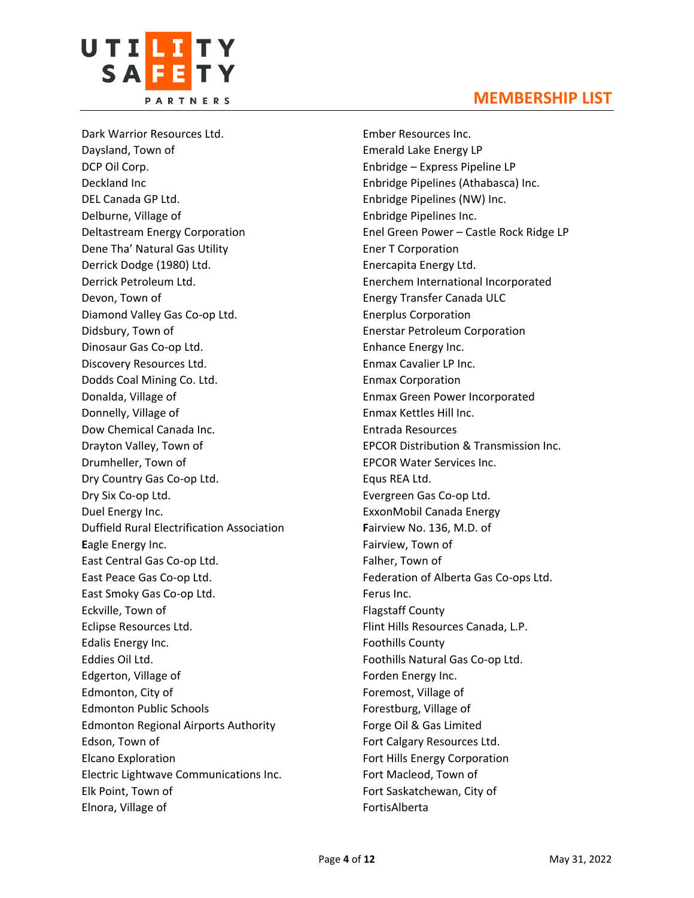Dark Warrior Resources Ltd.
Daysland, Town of
DCP Oil Corp.
Deckland Inc
DEL Canada GP Ltd.
Delburne, Village of
Deltastream Energy Corporation
Dene Tha' Natural Gas Utility
Derrick Dodge (1980) Ltd.
Derrick Petroleum Ltd.
Devon, Town of
Diamond Valley Gas Co-op Ltd.
Didsbury, Town of
Dinosaur Gas Co-op Ltd.
Discovery Resources Ltd.
Dodds Coal Mining Co. Ltd.
Donalda, Village of
Donnelly, Village of
Dow Chemical Canada Inc.
Drayton Valley, Town of
Drumheller, Town of
Dry Country Gas Co-op Ltd.
Dry Six Co-op Ltd.
Duel Energy Inc.
Duffield Rural Electrification Association
**E**agle Energy Inc.
East Central Gas Co-op Ltd.
East Peace Gas Co-op Ltd.
East Smoky Gas Co-op Ltd.
Eckville, Town of
Eclipse Resources Ltd.
Edalis Energy Inc.
Eddies Oil Ltd.
Edgerton, Village of
Edmonton, City of
Edmonton Public Schools
Edmonton Regional Airports Authority
Edson, Town of
Elcano Exploration
Electric Lightwave Communications Inc.
Elk Point, Town of
Elnora, Village of
Ember Resources Inc.
Emerald Lake Energy LP
Enbridge – Express Pipeline LP
Enbridge Pipelines (Athabasca) Inc.
Enbridge Pipelines (NW) Inc.
Enbridge Pipelines Inc.
Enel Green Power – Castle Rock Ridge LP
Ener T Corporation
Enercapita Energy Ltd.
Enerchem International Incorporated
Energy Transfer Canada ULC
Enerplus Corporation
Enerstar Petroleum Corporation
Enhance Energy Inc.
Enmax Cavalier LP Inc.
Enmax Corporation
Enmax Green Power Incorporated
Enmax Kettles Hill Inc.
Entrada Resources
EPCOR Distribution & Transmission Inc.
EPCOR Water Services Inc.
Equs REA Ltd.
Evergreen Gas Co-op Ltd.
ExxonMobil Canada Energy
**F**airview No. 136, M.D. of
Fairview, Town of
Falher, Town of
Federation of Alberta Gas Co-ops Ltd.
Ferus Inc.
Flagstaff County
Flint Hills Resources Canada, L.P.
Foothills County
Foothills Natural Gas Co-op Ltd.
Forden Energy Inc.
Foremost, Village of
Forestburg, Village of
Forge Oil & Gas Limited
Fort Calgary Resources Ltd.
Fort Hills Energy Corporation
Fort Macleod, Town of
Fort Saskatchewan, City of
FortisAlberta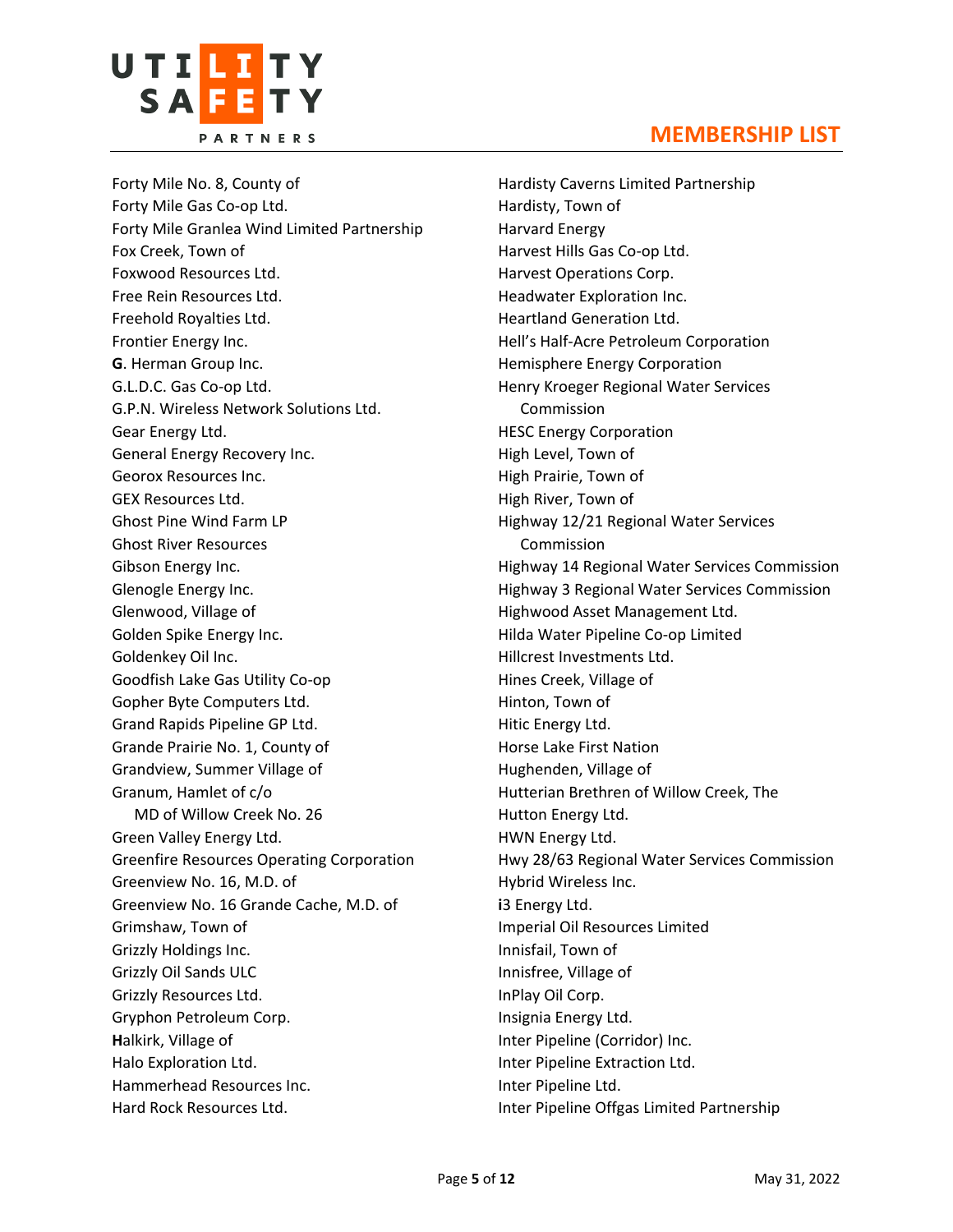## MEMBERSHIP LIST

Forty Mile No. 8, County of
Forty Mile Gas Co-op Ltd.
Forty Mile Granlea Wind Limited Partnership
Fox Creek, Town of
Foxwood Resources Ltd.
Free Rein Resources Ltd.
Freehold Royalties Ltd.
Frontier Energy Inc.
**G**. Herman Group Inc.
G.L.D.C. Gas Co-op Ltd.
G.P.N. Wireless Network Solutions Ltd.
Gear Energy Ltd.
General Energy Recovery Inc.
Georox Resources Inc.
GEX Resources Ltd.
Ghost Pine Wind Farm LP
Ghost River Resources
Gibson Energy Inc.
Glenogle Energy Inc.
Glenwood, Village of
Golden Spike Energy Inc.
Goldenkey Oil Inc.
Goodfish Lake Gas Utility Co-op
Gopher Byte Computers Ltd.
Grand Rapids Pipeline GP Ltd.
Grande Prairie No. 1, County of
Grandview, Summer Village of
Granum, Hamlet of c/o
MD of Willow Creek No. 26
Green Valley Energy Ltd.
Greenfire Resources Operating Corporation
Greenview No. 16, M.D. of
Greenview No. 16 Grande Cache, M.D. of
Grimshaw, Town of
Grizzly Holdings Inc.
Grizzly Oil Sands ULC
Grizzly Resources Ltd.
Gryphon Petroleum Corp.
**H**alkirk, Village of
Halo Exploration Ltd.
Hammerhead Resources Inc.
Hard Rock Resources Ltd.
Hardisty Caverns Limited Partnership
Hardisty, Town of
Harvard Energy
Harvest Hills Gas Co-op Ltd.
Harvest Operations Corp.
Headwater Exploration Inc.
Heartland Generation Ltd.
Hell's Half-Acre Petroleum Corporation
Hemisphere Energy Corporation
Henry Kroeger Regional Water Services
Commission
HESC Energy Corporation
High Level, Town of
High Prairie, Town of
High River, Town of
Highway 12/21 Regional Water Services
Commission
Highway 14 Regional Water Services Commission
Highway 3 Regional Water Services Commission
Highwood Asset Management Ltd.
Hilda Water Pipeline Co-op Limited
Hillcrest Investments Ltd.
Hines Creek, Village of
Hinton, Town of
Hitic Energy Ltd.
Horse Lake First Nation
Hughenden, Village of
Hutterian Brethren of Willow Creek, The
Hutton Energy Ltd.
HWN Energy Ltd.
Hwy 28/63 Regional Water Services Commission
Hybrid Wireless Inc.
**i**3 Energy Ltd.
Imperial Oil Resources Limited
Innisfail, Town of
Innisfree, Village of
InPlay Oil Corp.
Insignia Energy Ltd.
Inter Pipeline (Corridor) Inc.
Inter Pipeline Extraction Ltd.
Inter Pipeline Ltd.
Inter Pipeline Offgas Limited Partnership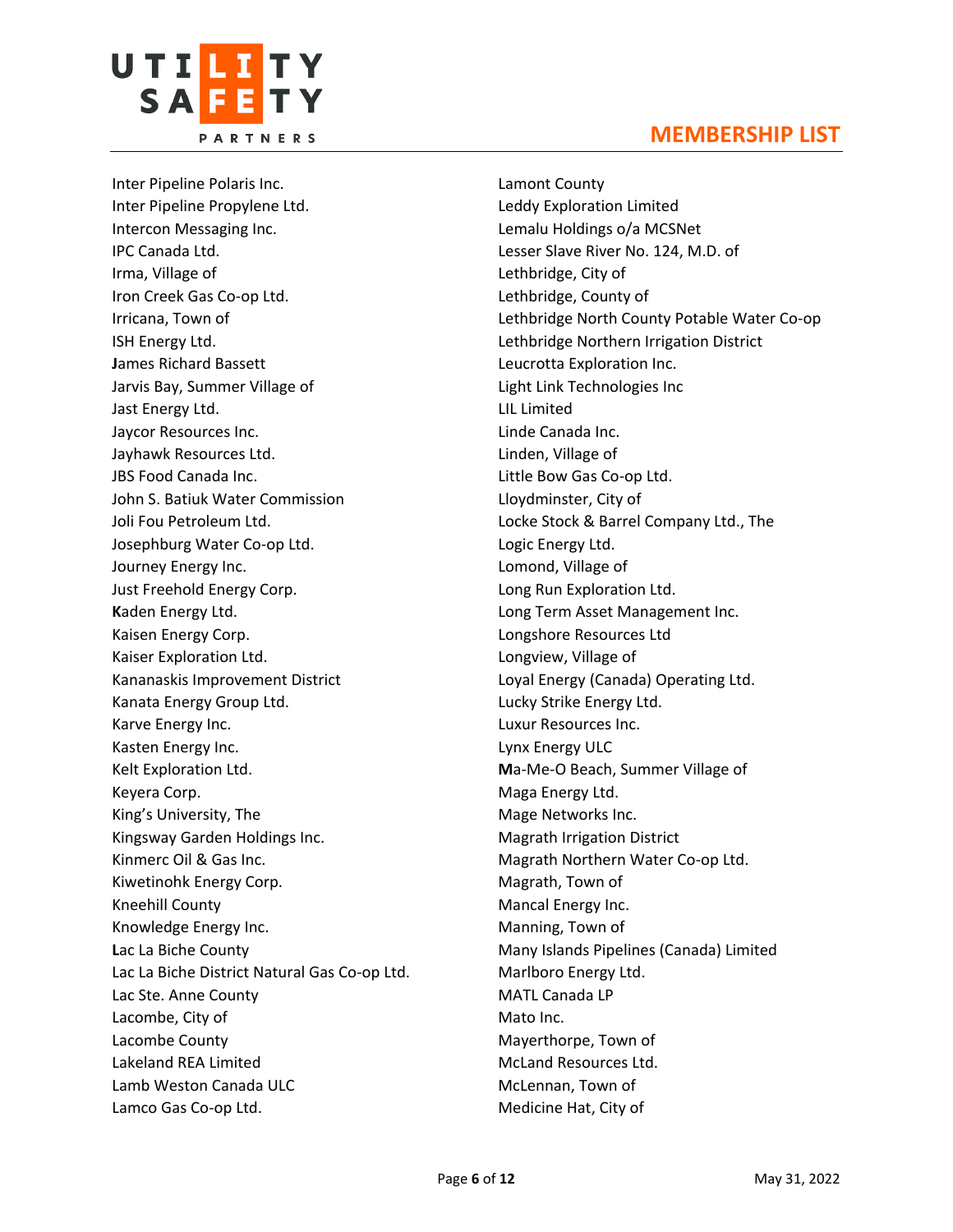# MEMBERSHIP LIST

Inter Pipeline Polaris Inc.
Inter Pipeline Propylene Ltd.
Intercon Messaging Inc.
IPC Canada Ltd.
Irma, Village of
Iron Creek Gas Co-op Ltd.
Irricana, Town of
ISH Energy Ltd.
**J**ames Richard Bassett
Jarvis Bay, Summer Village of
Jast Energy Ltd.
Jaycor Resources Inc.
Jayhawk Resources Ltd.
JBS Food Canada Inc.
John S. Batiuk Water Commission
Joli Fou Petroleum Ltd.
Josephburg Water Co-op Ltd.
Journey Energy Inc.
Just Freehold Energy Corp.
**K**aden Energy Ltd.
Kaisen Energy Corp.
Kaiser Exploration Ltd.
Kananaskis Improvement District
Kanata Energy Group Ltd.
Karve Energy Inc.
Kasten Energy Inc.
Kelt Exploration Ltd.
Keyera Corp.
King's University, The
Kingsway Garden Holdings Inc.
Kinmerc Oil & Gas Inc.
Kiwetinohk Energy Corp.
Kneehill County
Knowledge Energy Inc.
**L**ac La Biche County
Lac La Biche District Natural Gas Co-op Ltd.
Lac Ste. Anne County
Lacombe, City of
Lacombe County
Lakeland REA Limited
Lamb Weston Canada ULC
Lamco Gas Co-op Ltd.
Lamont County
Leddy Exploration Limited
Lemalu Holdings o/a MCSNet
Lesser Slave River No. 124, M.D. of
Lethbridge, City of
Lethbridge, County of
Lethbridge North County Potable Water Co-op
Lethbridge Northern Irrigation District
Leucrotta Exploration Inc.
Light Link Technologies Inc
LIL Limited
Linde Canada Inc.
Linden, Village of
Little Bow Gas Co-op Ltd.
Lloydminster, City of
Locke Stock & Barrel Company Ltd., The
Logic Energy Ltd.
Lomond, Village of
Long Run Exploration Ltd.
Long Term Asset Management Inc.
Longshore Resources Ltd
Longview, Village of
Loyal Energy (Canada) Operating Ltd.
Lucky Strike Energy Ltd.
Luxur Resources Inc.
Lynx Energy ULC
**M**a-Me-O Beach, Summer Village of
Maga Energy Ltd.
Mage Networks Inc.
Magrath Irrigation District
Magrath Northern Water Co-op Ltd.
Magrath, Town of
Mancal Energy Inc.
Manning, Town of
Many Islands Pipelines (Canada) Limited
Marlboro Energy Ltd.
MATL Canada LP
Mato Inc.
Mayerthorpe, Town of
McLand Resources Ltd.
McLennan, Town of
Medicine Hat, City of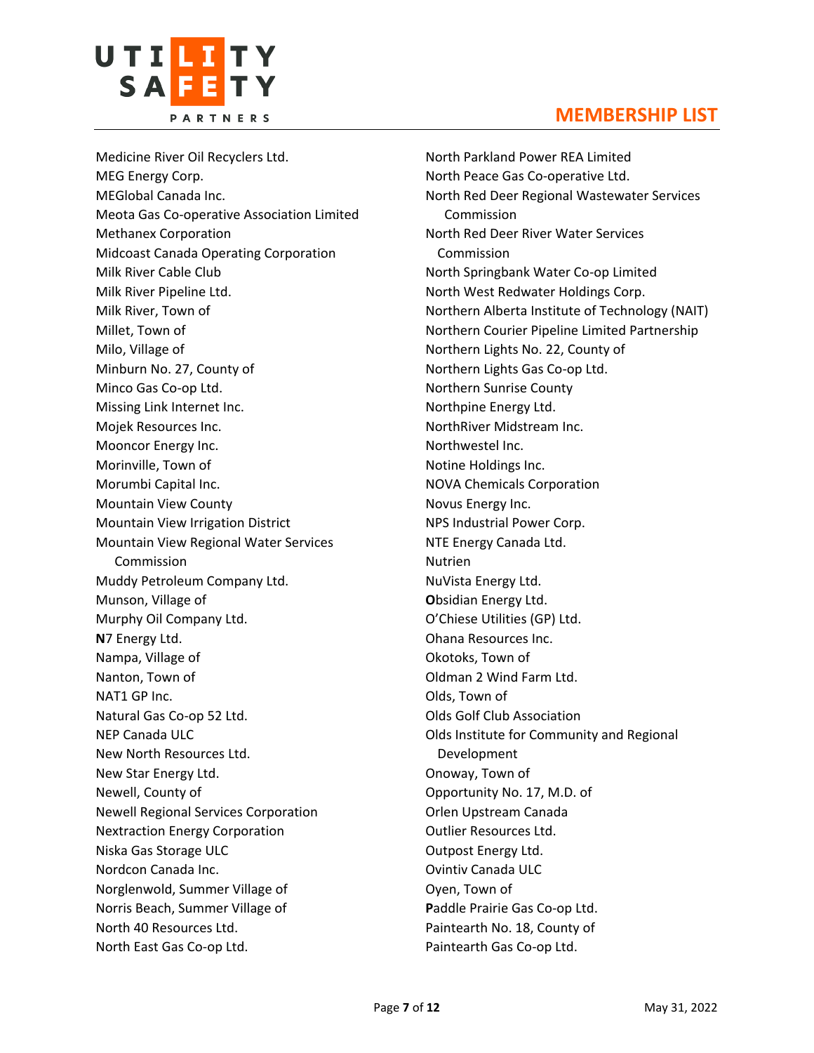# MEMBERSHIP LIST

Medicine River Oil Recyclers Ltd.
MEG Energy Corp.
MEGlobal Canada Inc.
Meota Gas Co-operative Association Limited
Methanex Corporation
Midcoast Canada Operating Corporation
Milk River Cable Club
Milk River Pipeline Ltd.
Milk River, Town of
Millet, Town of
Milo, Village of
Minburn No. 27, County of
Minco Gas Co-op Ltd.
Missing Link Internet Inc.
Mojek Resources Inc.
Mooncor Energy Inc.
Morinville, Town of
Morumbi Capital Inc.
Mountain View County
Mountain View Irrigation District
Mountain View Regional Water Services Commission
Muddy Petroleum Company Ltd.
Munson, Village of
Murphy Oil Company Ltd.
**N**7 Energy Ltd.
Nampa, Village of
Nanton, Town of
NAT1 GP Inc.
Natural Gas Co-op 52 Ltd.
NEP Canada ULC
New North Resources Ltd.
New Star Energy Ltd.
Newell, County of
Newell Regional Services Corporation
Nextraction Energy Corporation
Niska Gas Storage ULC
Nordcon Canada Inc.
Norglenwold, Summer Village of
Norris Beach, Summer Village of
North 40 Resources Ltd.
North East Gas Co-op Ltd.
North Parkland Power REA Limited
North Peace Gas Co-operative Ltd.
North Red Deer Regional Wastewater Services Commission
North Red Deer River Water Services Commission
North Springbank Water Co-op Limited
North West Redwater Holdings Corp.
Northern Alberta Institute of Technology (NAIT)
Northern Courier Pipeline Limited Partnership
Northern Lights No. 22, County of
Northern Lights Gas Co-op Ltd.
Northern Sunrise County
Northpine Energy Ltd.
NorthRiver Midstream Inc.
Northwestel Inc.
Notine Holdings Inc.
NOVA Chemicals Corporation
Novus Energy Inc.
NPS Industrial Power Corp.
NTE Energy Canada Ltd.
Nutrien
NuVista Energy Ltd.
**O**bsidian Energy Ltd.
O'Chiese Utilities (GP) Ltd.
Ohana Resources Inc.
Okotoks, Town of
Oldman 2 Wind Farm Ltd.
Olds, Town of
Olds Golf Club Association
Olds Institute for Community and Regional Development
Onoway, Town of
Opportunity No. 17, M.D. of
Orlen Upstream Canada
Outlier Resources Ltd.
Outpost Energy Ltd.
Ovintiv Canada ULC
Oyen, Town of
**P**addle Prairie Gas Co-op Ltd.
Paintearth No. 18, County of
Paintearth Gas Co-op Ltd.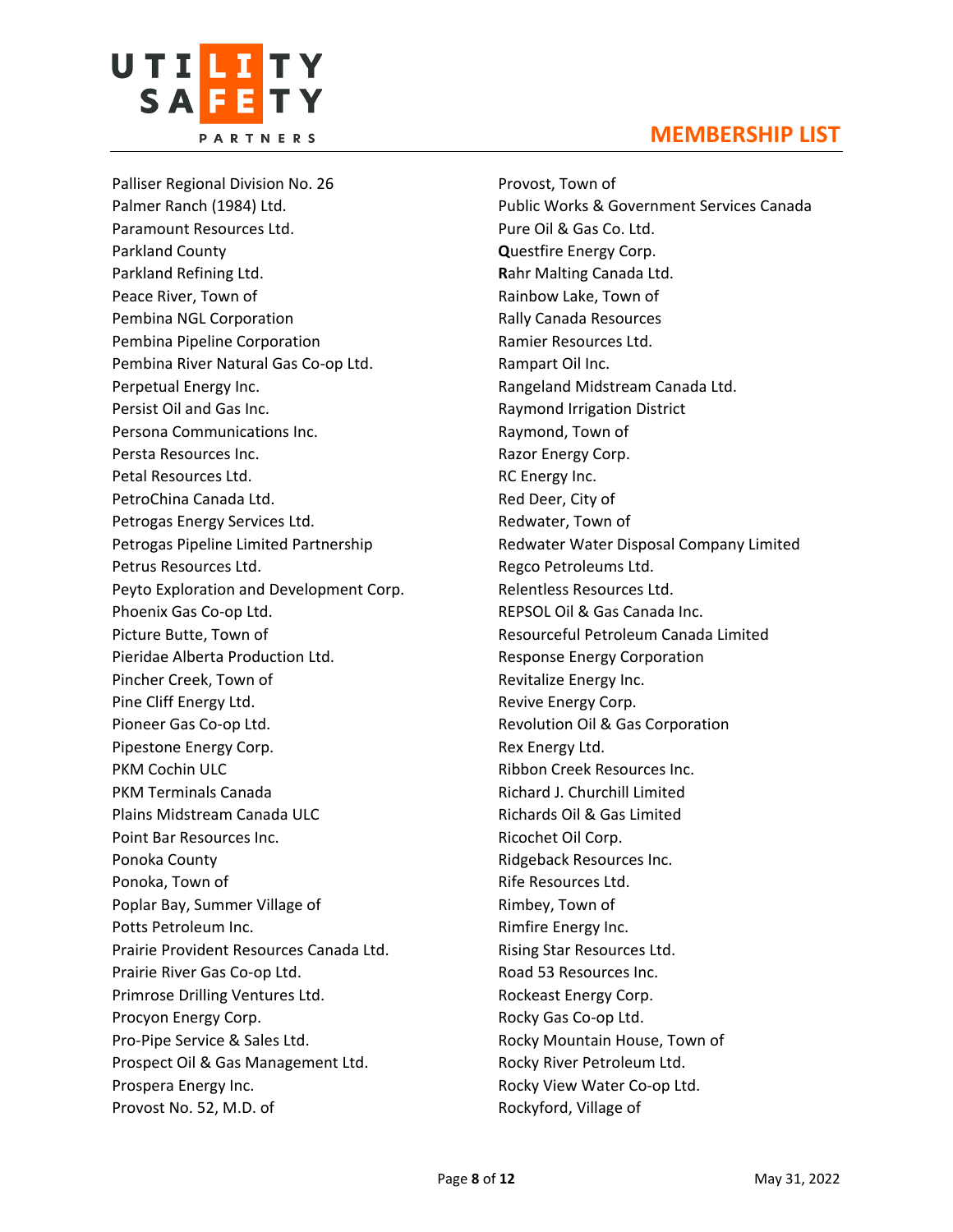Palliser Regional Division No. 26
Palmer Ranch (1984) Ltd.
Paramount Resources Ltd.
Parkland County
Parkland Refining Ltd.
Peace River, Town of
Pembina NGL Corporation
Pembina Pipeline Corporation
Pembina River Natural Gas Co-op Ltd.
Perpetual Energy Inc.
Persist Oil and Gas Inc.
Persona Communications Inc.
Persta Resources Inc.
Petal Resources Ltd.
PetroChina Canada Ltd.
Petrogas Energy Services Ltd.
Petrogas Pipeline Limited Partnership
Petrus Resources Ltd.
Peyto Exploration and Development Corp.
Phoenix Gas Co-op Ltd.
Picture Butte, Town of
Pieridae Alberta Production Ltd.
Pincher Creek, Town of
Pine Cliff Energy Ltd.
Pioneer Gas Co-op Ltd.
Pipestone Energy Corp.
PKM Cochin ULC
PKM Terminals Canada
Plains Midstream Canada ULC
Point Bar Resources Inc.
Ponoka County
Ponoka, Town of
Poplar Bay, Summer Village of
Potts Petroleum Inc.
Prairie Provident Resources Canada Ltd.
Prairie River Gas Co-op Ltd.
Primrose Drilling Ventures Ltd.
Procyon Energy Corp.
Pro-Pipe Service & Sales Ltd.
Prospect Oil & Gas Management Ltd.
Prospera Energy Inc.
Provost No. 52, M.D. of
Provost, Town of
Public Works & Government Services Canada
Pure Oil & Gas Co. Ltd.
**Q**uestfire Energy Corp.
**R**ahr Malting Canada Ltd.
Rainbow Lake, Town of
Rally Canada Resources
Ramier Resources Ltd.
Rampart Oil Inc.
Rangeland Midstream Canada Ltd.
Raymond Irrigation District
Raymond, Town of
Razor Energy Corp.
RC Energy Inc.
Red Deer, City of
Redwater, Town of
Redwater Water Disposal Company Limited
Regco Petroleums Ltd.
Relentless Resources Ltd.
REPSOL Oil & Gas Canada Inc.
Resourceful Petroleum Canada Limited
Response Energy Corporation
Revitalize Energy Inc.
Revive Energy Corp.
Revolution Oil & Gas Corporation
Rex Energy Ltd.
Ribbon Creek Resources Inc.
Richard J. Churchill Limited
Richards Oil & Gas Limited
Ricochet Oil Corp.
Ridgeback Resources Inc.
Rife Resources Ltd.
Rimbey, Town of
Rimfire Energy Inc.
Rising Star Resources Ltd.
Road 53 Resources Inc.
Rockeast Energy Corp.
Rocky Gas Co-op Ltd.
Rocky Mountain House, Town of
Rocky River Petroleum Ltd.
Rocky View Water Co-op Ltd.
Rockyford, Village of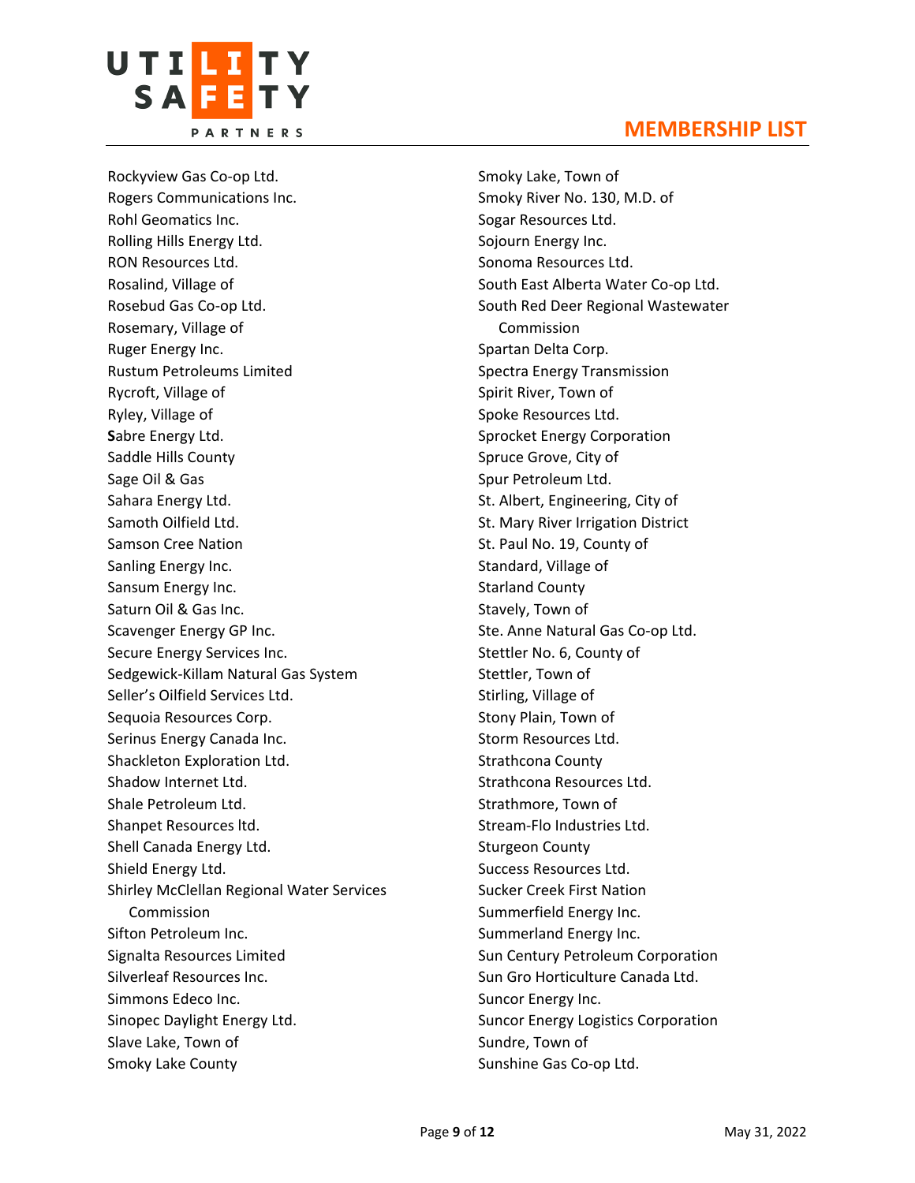Rockyview Gas Co-op Ltd.
Rogers Communications Inc.
Rohl Geomatics Inc.
Rolling Hills Energy Ltd.
RON Resources Ltd.
Rosalind, Village of
Rosebud Gas Co-op Ltd.
Rosemary, Village of
Ruger Energy Inc.
Rustum Petroleums Limited
Rycroft, Village of
Ryley, Village of
**S**abre Energy Ltd.
Saddle Hills County
Sage Oil & Gas
Sahara Energy Ltd.
Samoth Oilfield Ltd.
Samson Cree Nation
Sanling Energy Inc.
Sansum Energy Inc.
Saturn Oil & Gas Inc.
Scavenger Energy GP Inc.
Secure Energy Services Inc.
Sedgewick-Killam Natural Gas System
Seller's Oilfield Services Ltd.
Sequoia Resources Corp.
Serinus Energy Canada Inc.
Shackleton Exploration Ltd.
Shadow Internet Ltd.
Shale Petroleum Ltd.
Shanpet Resources ltd.
Shell Canada Energy Ltd.
Shield Energy Ltd.
Shirley McClellan Regional Water Services Commission
Sifton Petroleum Inc.
Signalta Resources Limited
Silverleaf Resources Inc.
Simmons Edeco Inc.
Sinopec Daylight Energy Ltd.
Slave Lake, Town of
Smoky Lake County
Smoky Lake, Town of
Smoky River No. 130, M.D. of
Sogar Resources Ltd.
Sojourn Energy Inc.
Sonoma Resources Ltd.
South East Alberta Water Co-op Ltd.
South Red Deer Regional Wastewater Commission
Spartan Delta Corp.
Spectra Energy Transmission
Spirit River, Town of
Spoke Resources Ltd.
Sprocket Energy Corporation
Spruce Grove, City of
Spur Petroleum Ltd.
St. Albert, Engineering, City of
St. Mary River Irrigation District
St. Paul No. 19, County of
Standard, Village of
Starland County
Stavely, Town of
Ste. Anne Natural Gas Co-op Ltd.
Stettler No. 6, County of
Stettler, Town of
Stirling, Village of
Stony Plain, Town of
Storm Resources Ltd.
Strathcona County
Strathcona Resources Ltd.
Strathmore, Town of
Stream-Flo Industries Ltd.
Sturgeon County
Success Resources Ltd.
Sucker Creek First Nation
Summerfield Energy Inc.
Summerland Energy Inc.
Sun Century Petroleum Corporation
Sun Gro Horticulture Canada Ltd.
Suncor Energy Inc.
Suncor Energy Logistics Corporation
Sundre, Town of
Sunshine Gas Co-op Ltd.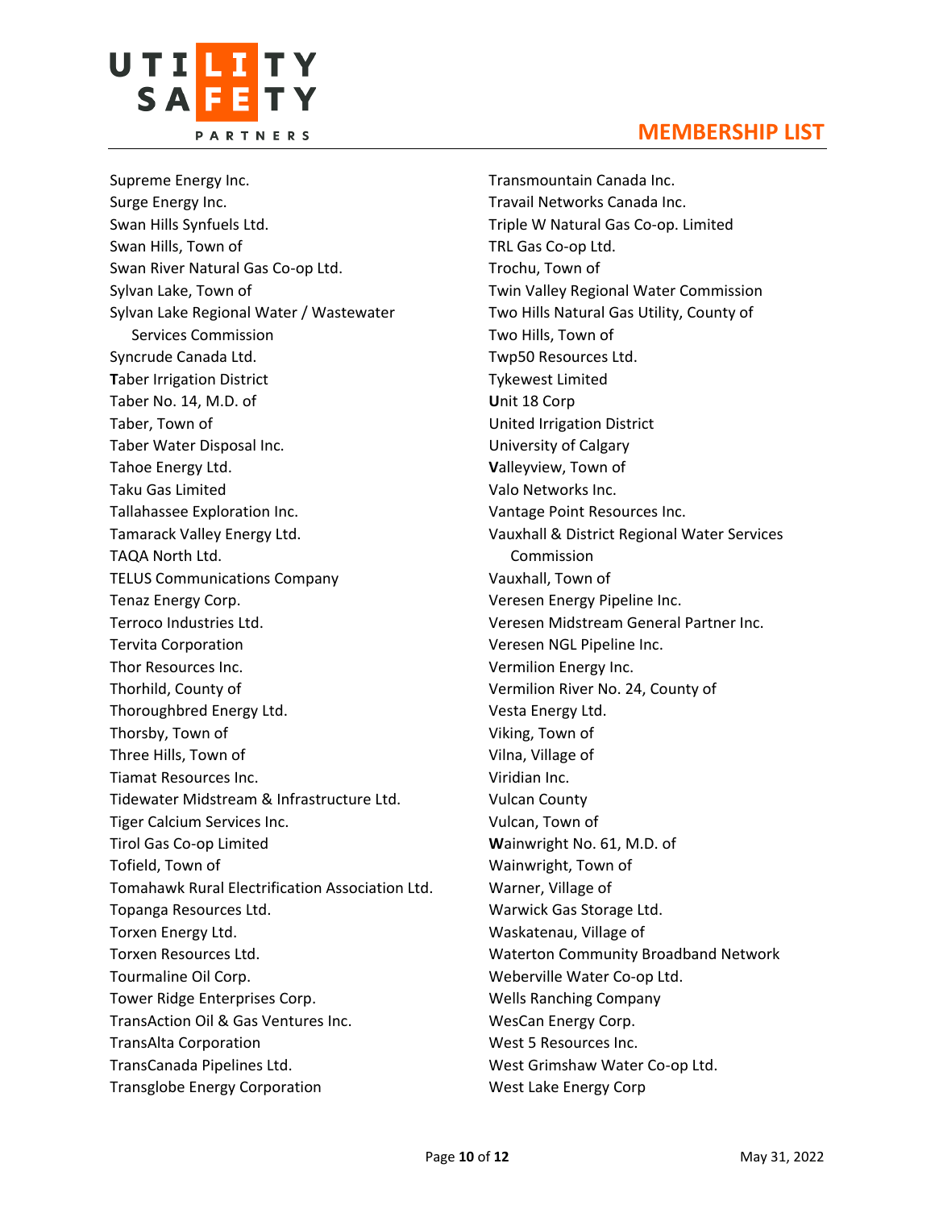## MEMBERSHIP LIST

Supreme Energy Inc.
Surge Energy Inc.
Swan Hills Synfuels Ltd.
Swan Hills, Town of
Swan River Natural Gas Co-op Ltd.
Sylvan Lake, Town of
Sylvan Lake Regional Water / Wastewater Services Commission
Syncrude Canada Ltd.
**T**aber Irrigation District
Taber No. 14, M.D. of
Taber, Town of
Taber Water Disposal Inc.
Tahoe Energy Ltd.
Taku Gas Limited
Tallahassee Exploration Inc.
Tamarack Valley Energy Ltd.
TAQA North Ltd.
TELUS Communications Company
Tenaz Energy Corp.
Terroco Industries Ltd.
Tervita Corporation
Thor Resources Inc.
Thorhild, County of
Thoroughbred Energy Ltd.
Thorsby, Town of
Three Hills, Town of
Tiamat Resources Inc.
Tidewater Midstream & Infrastructure Ltd.
Tiger Calcium Services Inc.
Tirol Gas Co-op Limited
Tofield, Town of
Tomahawk Rural Electrification Association Ltd.
Topanga Resources Ltd.
Torxen Energy Ltd.
Torxen Resources Ltd.
Tourmaline Oil Corp.
Tower Ridge Enterprises Corp.
TransAction Oil & Gas Ventures Inc.
TransAlta Corporation
TransCanada Pipelines Ltd.
Transglobe Energy Corporation
Transmountain Canada Inc.
Travail Networks Canada Inc.
Triple W Natural Gas Co-op. Limited
TRL Gas Co-op Ltd.
Trochu, Town of
Twin Valley Regional Water Commission
Two Hills Natural Gas Utility, County of
Two Hills, Town of
Twp50 Resources Ltd.
Tykewest Limited
**U**nit 18 Corp
United Irrigation District
University of Calgary
**V**alleyview, Town of
Valo Networks Inc.
Vantage Point Resources Inc.
Vauxhall & District Regional Water Services Commission
Vauxhall, Town of
Veresen Energy Pipeline Inc.
Veresen Midstream General Partner Inc.
Veresen NGL Pipeline Inc.
Vermilion Energy Inc.
Vermilion River No. 24, County of
Vesta Energy Ltd.
Viking, Town of
Vilna, Village of
Viridian Inc.
Vulcan County
Vulcan, Town of
**W**ainwright No. 61, M.D. of
Wainwright, Town of
Warner, Village of
Warwick Gas Storage Ltd.
Waskatenau, Village of
Waterton Community Broadband Network
Weberville Water Co-op Ltd.
Wells Ranching Company
WesCan Energy Corp.
West 5 Resources Inc.
West Grimshaw Water Co-op Ltd.
West Lake Energy Corp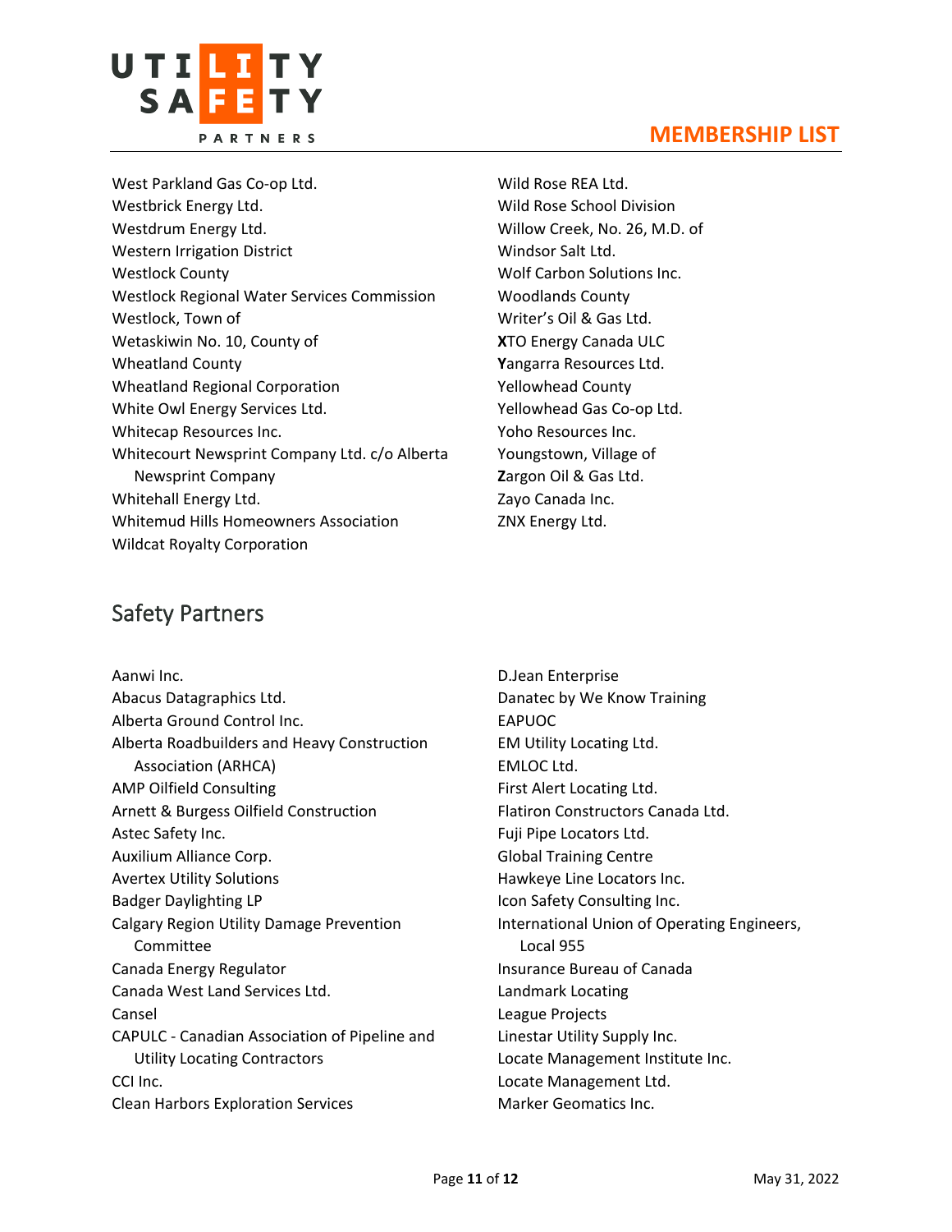West Parkland Gas Co-op Ltd.
Westbrick Energy Ltd.
Westdrum Energy Ltd.
Western Irrigation District
Westlock County
Westlock Regional Water Services Commission
Westlock, Town of
Wetaskiwin No. 10, County of
Wheatland County
Wheatland Regional Corporation
White Owl Energy Services Ltd.
Whitecap Resources Inc.
Whitecourt Newsprint Company Ltd. c/o Alberta Newsprint Company
Whitehall Energy Ltd.
Whitemud Hills Homeowners Association
Wildcat Royalty Corporation
Wild Rose REA Ltd.
Wild Rose School Division
Willow Creek, No. 26, M.D. of
Windsor Salt Ltd.
Wolf Carbon Solutions Inc.
Woodlands County
Writer's Oil & Gas Ltd.
**X**TO Energy Canada ULC
**Y**angarra Resources Ltd.
Yellowhead County
Yellowhead Gas Co-op Ltd.
Yoho Resources Inc.
Youngstown, Village of
**Z**argon Oil & Gas Ltd.
Zayo Canada Inc.
ZNX Energy Ltd.

## Safety Partners

Aanwi Inc.
Abacus Datagraphics Ltd.
Alberta Ground Control Inc.
Alberta Roadbuilders and Heavy Construction Association (ARHCA)
AMP Oilfield Consulting
Arnett & Burgess Oilfield Construction
Astec Safety Inc.
Auxilium Alliance Corp.
Avertex Utility Solutions
Badger Daylighting LP
Calgary Region Utility Damage Prevention Committee
Canada Energy Regulator
Canada West Land Services Ltd.
Cansel
CAPULC - Canadian Association of Pipeline and Utility Locating Contractors
CCI Inc.
Clean Harbors Exploration Services
D.Jean Enterprise
Danatec by We Know Training
EAPUOC
EM Utility Locating Ltd.
EMLOC Ltd.
First Alert Locating Ltd.
Flatiron Constructors Canada Ltd.
Fuji Pipe Locators Ltd.
Global Training Centre
Hawkeye Line Locators Inc.
Icon Safety Consulting Inc.
International Union of Operating Engineers, Local 955
Insurance Bureau of Canada
Landmark Locating
League Projects
Linestar Utility Supply Inc.
Locate Management Institute Inc.
Locate Management Ltd.
Marker Geomatics Inc.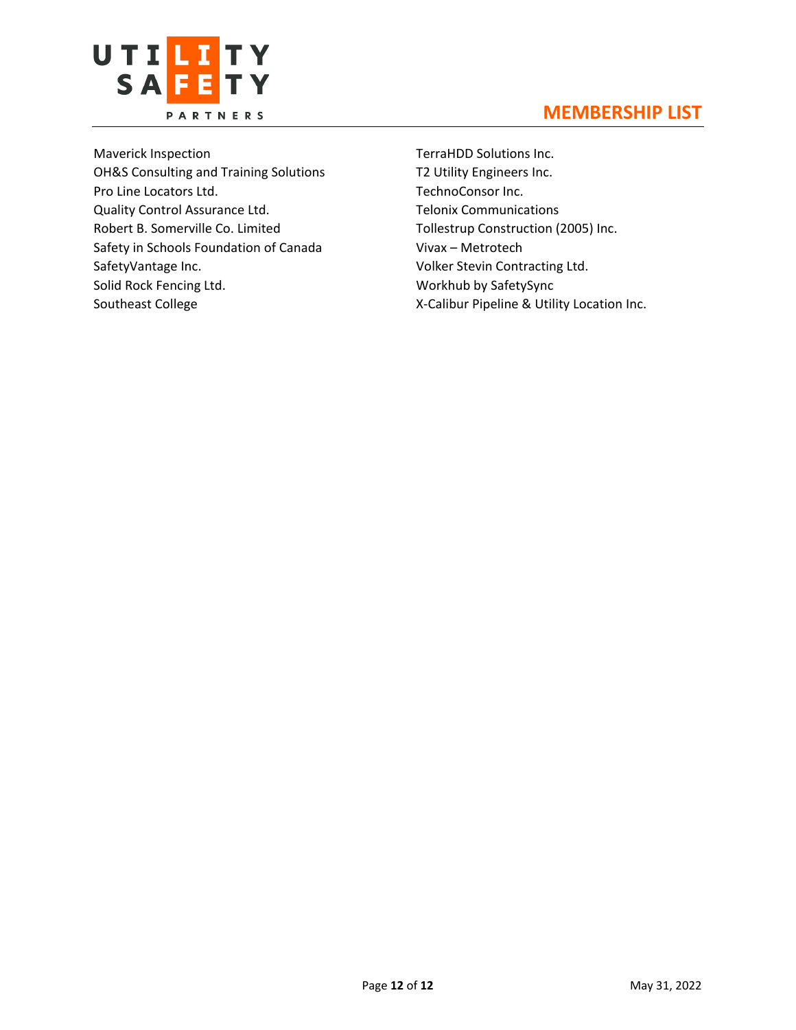Maverick Inspection
OH&S Consulting and Training Solutions
Pro Line Locators Ltd.
Quality Control Assurance Ltd.
Robert B. Somerville Co. Limited
Safety in Schools Foundation of Canada
SafetyVantage Inc.
Solid Rock Fencing Ltd.
Southeast College
TerraHDD Solutions Inc.
T2 Utility Engineers Inc.
TechnoConsor Inc.
Telonix Communications
Tollestrup Construction (2005) Inc.
Vivax – Metrotech
Volker Stevin Contracting Ltd.
Workhub by SafetySync
X-Calibur Pipeline & Utility Location Inc.